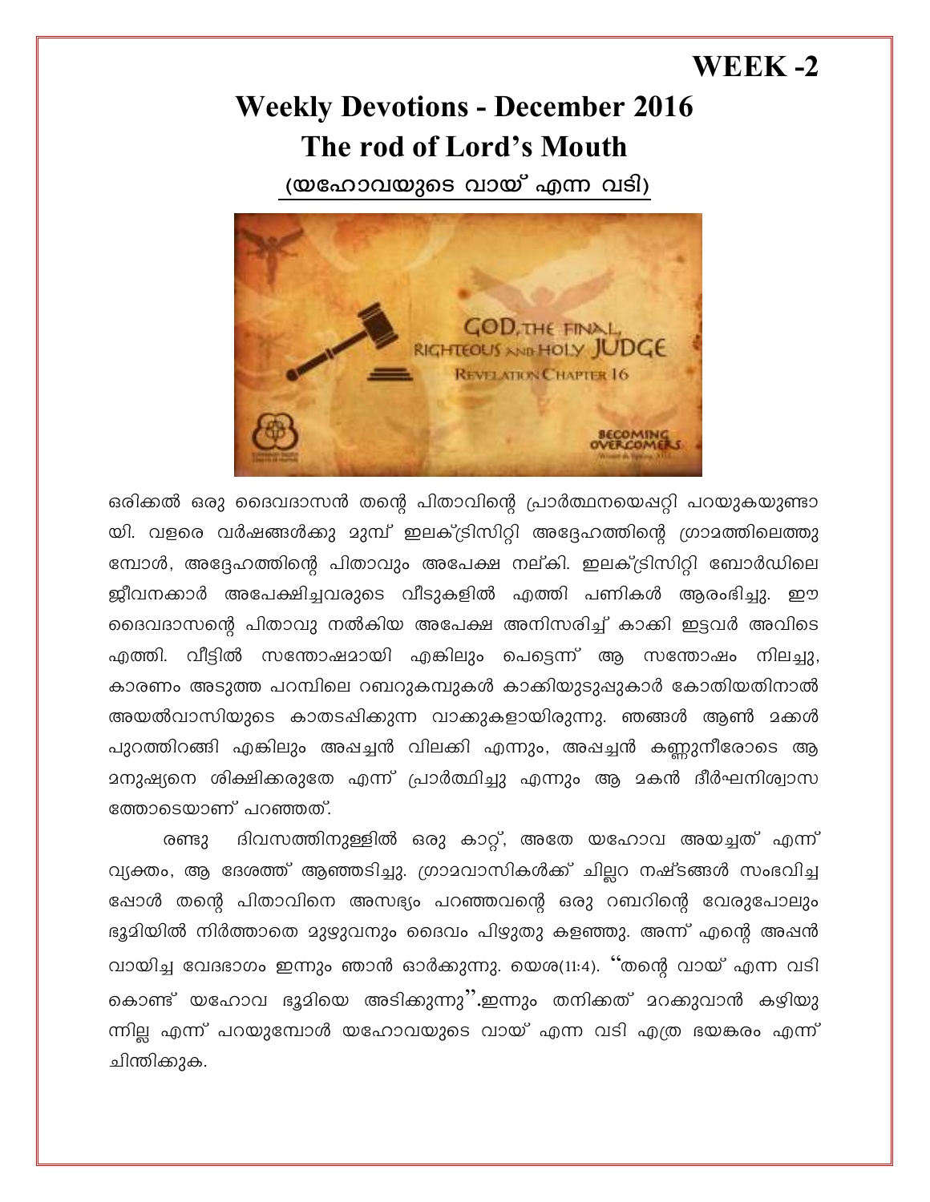**WEEK -2**

# Weekly Devotions - December 2016

# The rod of Lord's Mouth

## (യഹോവയുടെ വായ് എന്ന വടി)

ഒരിക്കൽ ഒരു ദൈവദാസൻ തന്റെ പിതാവിന്റെ പ്രാർത്ഥനയെപ്പറ്റി പറയുകയുണ്ടായി. വളരെ വർഷങ്ങൾക്കു മുമ്പ് ഇലക്ട്രിസിറ്റി അദ്ദേഹത്തിന്റെ ഗ്രാമത്തിലെത്തുമ്പോൾ, അദ്ദേഹത്തിന്റെ പിതാവും അപേക്ഷ നല്കി. ഇലക്ട്രിസിറ്റി ബോർഡിലെ ജീവനക്കാർ അപേക്ഷിച്ചവരുടെ വീടുകളിൽ എത്തി പണികൾ ആരംഭിച്ചു. ഈ ദൈവദാസന്റെ പിതാവു നൽകിയ അപേക്ഷ അനിസരിച്ച് കാക്കി ഇട്ടവർ അവിടെ എത്തി. വീട്ടിൽ സന്തോഷമായി എങ്കിലും പെട്ടെന്ന് ആ സന്തോഷം നിലച്ചു, കാരണം അടുത്ത പറമ്പിലെ റബറുകമ്പുകൾ കാക്കിയുടുപ്പുകാർ കോതിയതിനാൽ അയൽവാസിയുടെ കാതടപ്പിക്കുന്ന വാക്കുകളായിരുന്നു. ഞങ്ങൾ ആൺ മക്കൾ പുറത്തിറങ്ങി എങ്കിലും അപ്പച്ചൻ വിലക്കി എന്നും, അപ്പച്ചൻ കണ്ണുനീരോടെ ആ മനുഷ്യനെ ശിക്ഷിക്കരുതേ എന്ന് പ്രാർത്ഥിച്ചു എന്നും ആ മകൻ ദീർഘനിശ്വാസത്തോടെയാണ് പറഞ്ഞത്.

രണ്ടു ദിവസത്തിനുള്ളിൽ ഒരു കാറ്റ്, അതേ യഹോവ അയച്ചത് എന്ന് വ്യക്തം, ആ ദേശത്ത് ആഞ്ഞടിച്ചു. ഗ്രാമവാസികൾക്ക് ചില്ലറ നഷ്ടങ്ങൾ സംഭവിച്ചപ്പോൾ തന്റെ പിതാവിനെ അസഭ്യം പറഞ്ഞവന്റെ ഒരു റബറിന്റെ വേരുപോലും ഭൂമിയിൽ നിർത്താതെ മുഴുവനും ദൈവം പിഴുതു കളഞ്ഞു. അന്ന് എന്റെ അപ്പൻ വായിച്ച വേദഭാഗം ഇന്നും ഞാൻ ഓർക്കുന്നു. യെശ(11:4). "തന്റെ വായ് എന്ന വടി കൊണ്ട് യഹോവ ഭൂമിയെ അടിക്കുന്നു".ഇന്നും തനിക്കത് മറക്കുവാൻ കഴിയുന്നില്ല എന്ന് പറയുമ്പോൾ യഹോവയുടെ വായ് എന്ന വടി എത്ര ഭയങ്കരം എന്ന് ചിന്തിക്കുക.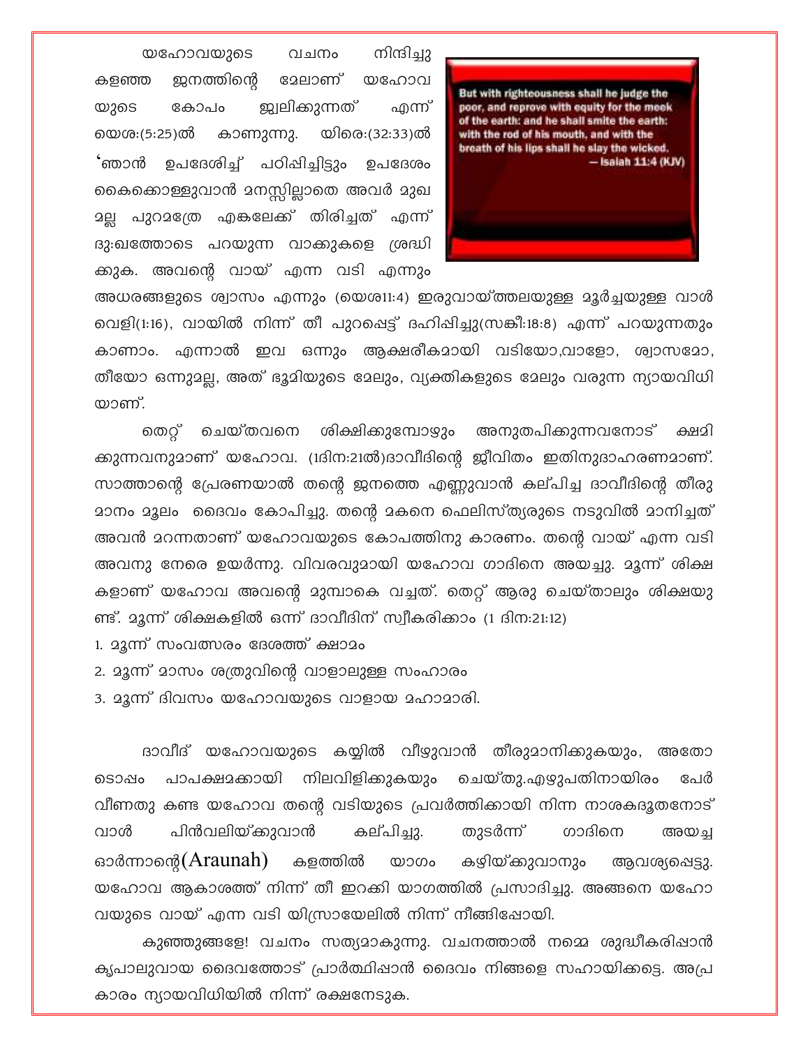യഹോവയുടെ വചനം നിന്ദിച്ചു കളഞ്ഞ ജനത്തിന്റെ മേലാണ് യഹോവയുടെ കോപം ജ്വലിക്കുന്നത് എന്ന് യെശ:(5:25)ൽ കാണുന്നു. യിരെ:(32:33)ൽ 'ഞാൻ ഉപദേശിച്ച് പഠിപ്പിച്ചിട്ടും ഉപദേശം കൈക്കൊള്ളുവാൻ മനസ്സില്ലാതെ അവർ മുഖമല്ല പുറമത്രേ എങ്കലേക്ക് തിരിച്ചത് എന്ന് ദു:ഖത്തോടെ പറയുന്ന വാക്കുകളെ ശ്രദ്ധിക്കുക. അവന്റെ വായ് എന്ന വടി എന്നും അധരങ്ങളുടെ ശ്വാസം എന്നും (യെശ11:4) ഇരുവായ്ത്തലയുള്ള മൂർച്ചയുള്ള വാൾ വെളി(1:16), വായിൽ നിന്ന് തീ പുറപ്പെട്ട് ദഹിപ്പിച്ചു(സങ്കീ:18:8) എന്ന് പറയുന്നതും കാണാം. എന്നാൽ ഇവ ഒന്നും ആക്ഷരികമായി വടിയോ,വാളോ, ശ്വാസമോ, തീയോ ഒന്നുമല്ല, അത് ഭൂമിയുടെ മേലും, വ്യക്തികളുടെ മേലും വരുന്ന ന്യായവിധിയാണ്.

> But with righteousness shall he judge the poor, and reprove with equity for the meek of the earth: and he shall smite the earth: with the rod of his mouth, and with the breath of his lips shall he slay the wicked.
> — Isaiah 11:4 (KJV)

തെറ്റ് ചെയ്തവനെ ശിക്ഷിക്കുമ്പോഴും അനുതപിക്കുന്നവനോട് ക്ഷമിക്കുന്നവനുമാണ് യഹോവ. (1ദിന:21ൽ)ദാവീദിന്റെ ജീവിതം ഇതിനുദാഹരണമാണ്. സാത്താന്റെ പ്രേരണയാൽ തന്റെ ജനത്തെ എണ്ണുവാൻ കല്പിച്ച ദാവീദിന്റെ തീരുമാനം മൂലം ദൈവം കോപിച്ചു. തന്റെ മകനെ ഫെലിസ്ത്യരുടെ നടുവിൽ മാനിച്ചത് അവൻ മറന്നതാണ് യഹോവയുടെ കോപത്തിനു കാരണം. തന്റെ വായ് എന്ന വടി അവനു നേരെ ഉയർന്നു. വിവരവുമായി യഹോവ ഗാദിനെ അയച്ചു. മൂന്ന് ശിക്ഷകളാണ് യഹോവ അവന്റെ മുമ്പാകെ വച്ചത്. തെറ്റ് ആരു ചെയ്താലും ശിക്ഷയുണ്ട്. മൂന്ന് ശിക്ഷകളിൽ ഒന്ന് ദാവീദിന് സ്വീകരിക്കാം (1 ദിന:21:12)

1. മൂന്ന് സംവത്സരം ദേശത്ത് ക്ഷാമം
2. മൂന്ന് മാസം ശത്രുവിന്റെ വാളാലുള്ള സംഹാരം
3. മൂന്ന് ദിവസം യഹോവയുടെ വാളായ മഹാമാരി.

ദാവീദ് യഹോവയുടെ കയ്യിൽ വീഴുവാൻ തീരുമാനിക്കുകയും, അതോടൊപ്പം പാപക്ഷമക്കായി നിലവിളിക്കുകയും ചെയ്തു.എഴുപതിനായിരം പേർ വീണതു കണ്ട യഹോവ തന്റെ വടിയുടെ പ്രവർത്തിക്കായി നിന്ന നാശകദൂതനോട് വാൾ പിൻവലിയ്ക്കുവാൻ കല്പിച്ചു. തുടർന്ന് ഗാദിനെ അയച്ച ഓർന്നാന്റെ(Araunah) കളത്തിൽ യാഗം കഴിയ്ക്കുവാനും ആവശ്യപ്പെട്ടു. യഹോവ ആകാശത്ത് നിന്ന് തീ ഇറക്കി യാഗത്തിൽ പ്രസാദിച്ചു. അങ്ങനെ യഹോവയുടെ വായ് എന്ന വടി യിസ്രായേലിൽ നിന്ന് നീങ്ങിപ്പോയി.

കുഞ്ഞുങ്ങളേ! വചനം സത്യമാകുന്നു. വചനത്താൽ നമ്മെ ശുദ്ധീകരിപ്പാൻ കൃപാലുവായ ദൈവത്തോട് പ്രാർത്ഥിപ്പാൻ ദൈവം നിങ്ങളെ സഹായിക്കട്ടെ. അപ്രകാരം ന്യായവിധിയിൽ നിന്ന് രക്ഷനേടുക.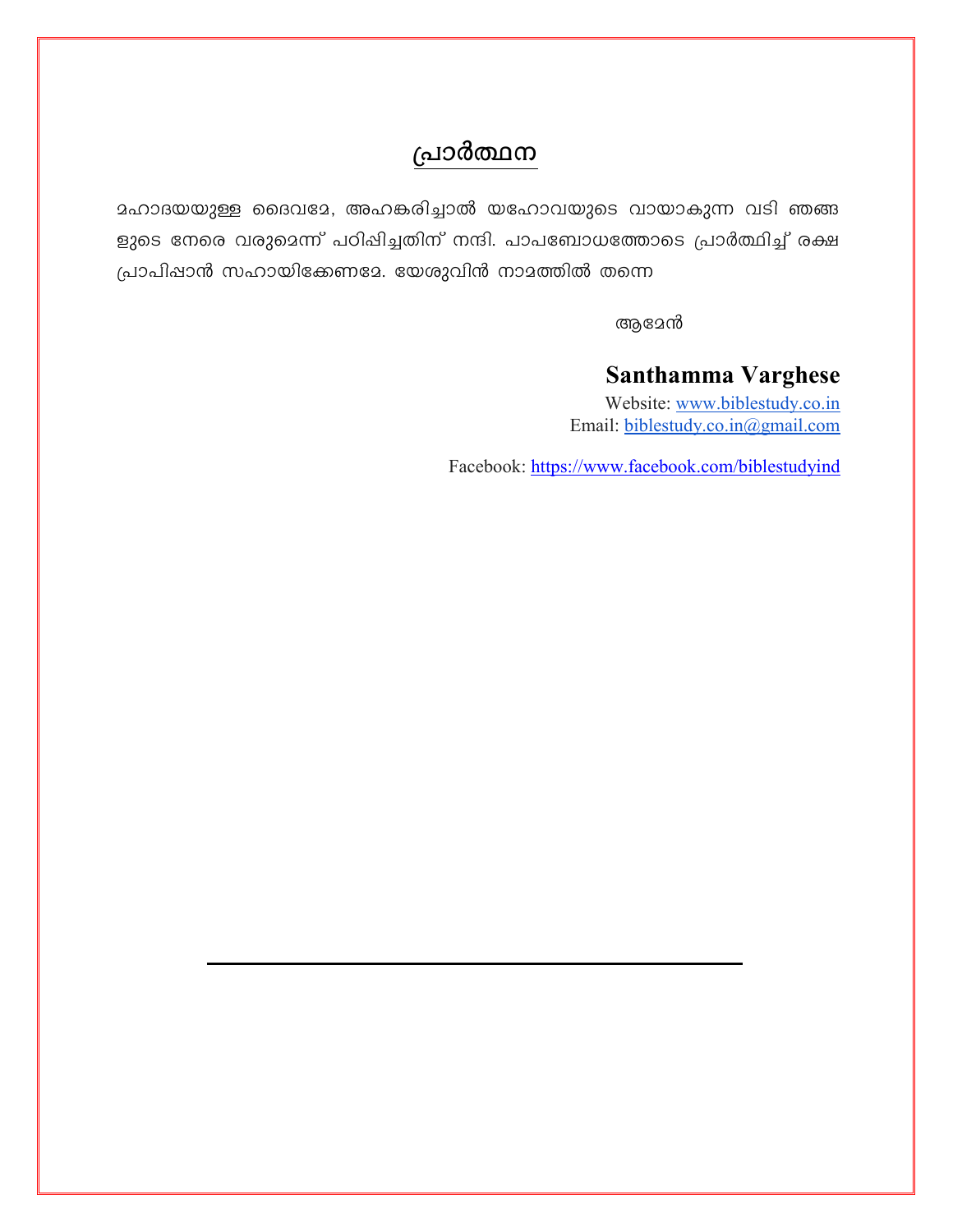## പ്രാർത്ഥന

മഹാദയയുള്ള ദൈവമേ, അഹങ്കരിച്ചാൽ യഹോവയുടെ വായാകുന്ന വടി ഞങ്ങളുടെ നേരെ വരുമെന്ന് പഠിപ്പിച്ചതിന് നന്ദി. പാപബോധത്തോടെ പ്രാർത്ഥിച്ച് രക്ഷ പ്രാപിപ്പാൻ സഹായിക്കേണമേ. യേശുവിൻ നാമത്തിൽ തന്നെ

ആമേൻ

**Santhamma Varghese**

Website: www.biblestudy.co.in
Email: biblestudy.co.in@gmail.com

Facebook: https://www.facebook.com/biblestudyind